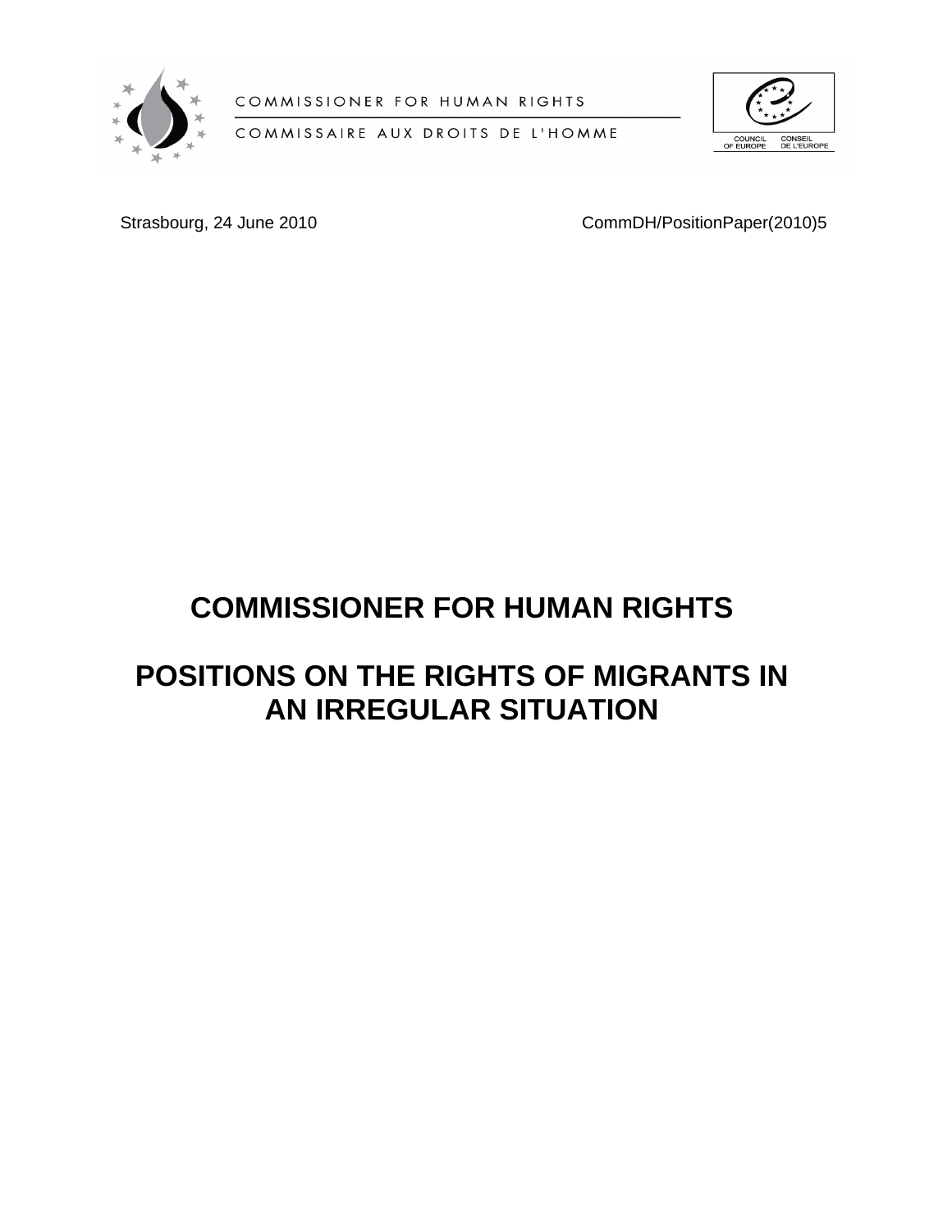COMMISSIONER FOR HUMAN RIGHTS

COMMISSAIRE AUX DROITS DE L'HOMME

COUNCIL OF EUROPE CONSEIL DE L'EUROPE

Strasbourg, 24 June 2010 CommDH/PositionPaper(2010)5

# COMMISSIONER FOR HUMAN RIGHTS

# POSITIONS ON THE RIGHTS OF MIGRANTS IN AN IRREGULAR SITUATION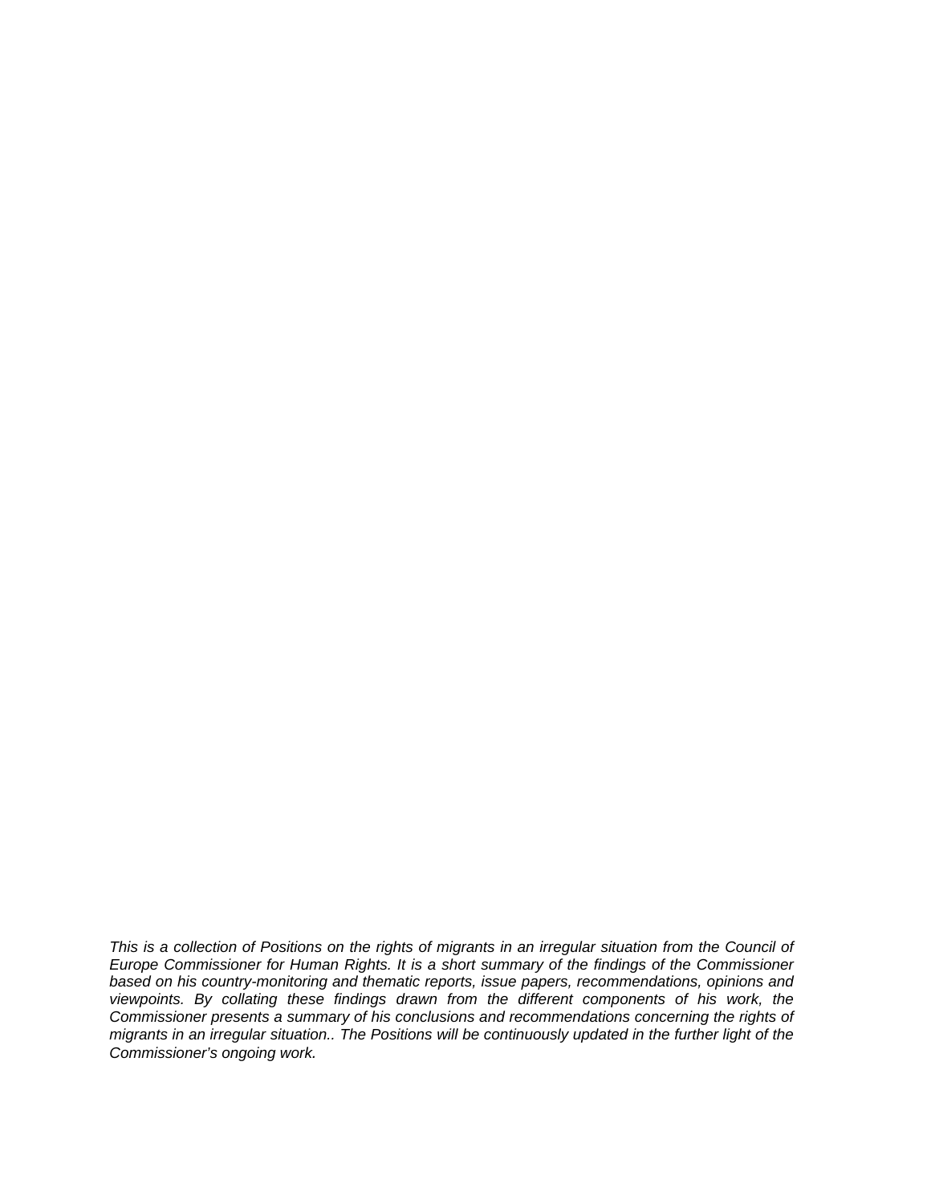*This is a collection of Positions on the rights of migrants in an irregular situation from the Council of Europe Commissioner for Human Rights. It is a short summary of the findings of the Commissioner based on his country-monitoring and thematic reports, issue papers, recommendations, opinions and viewpoints. By collating these findings drawn from the different components of his work, the Commissioner presents a summary of his conclusions and recommendations concerning the rights of migrants in an irregular situation.. The Positions will be continuously updated in the further light of the Commissioner's ongoing work.*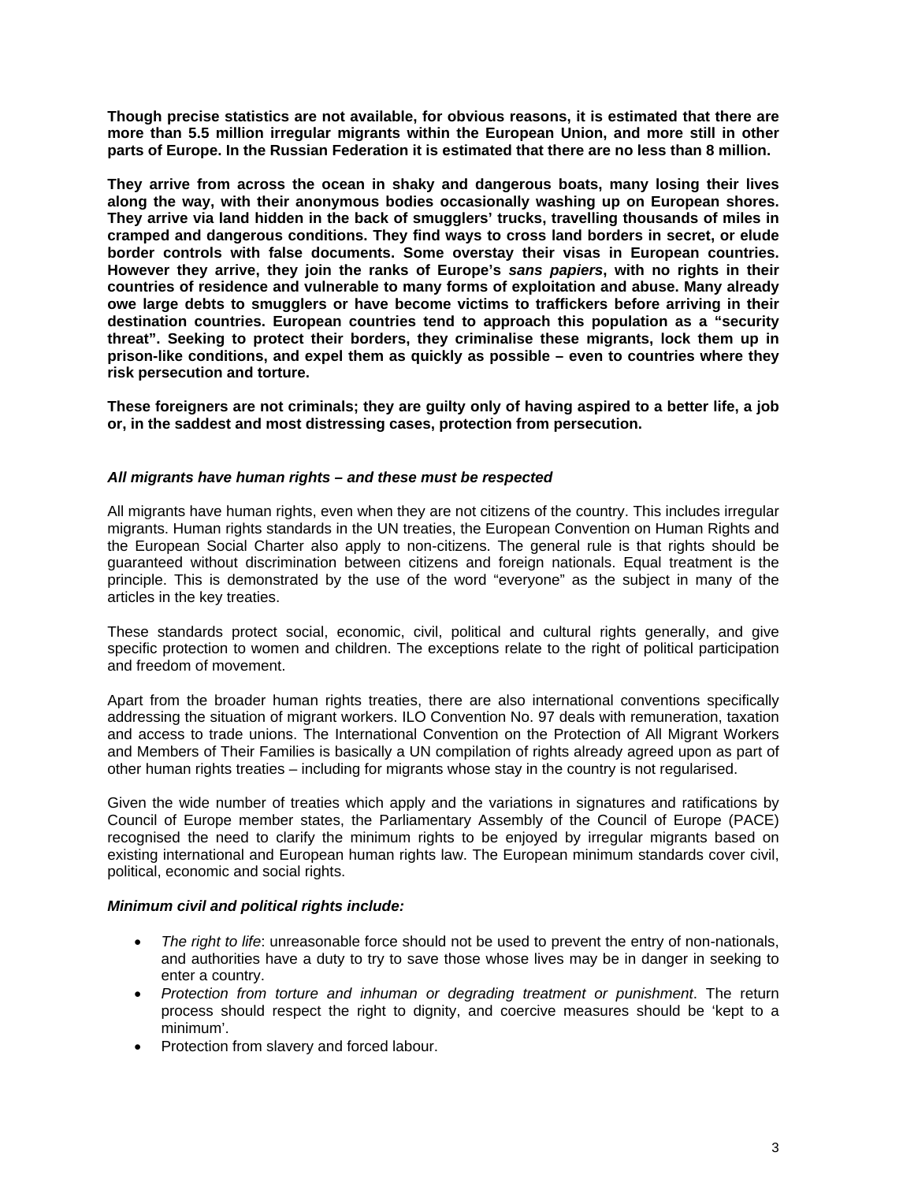**Though precise statistics are not available, for obvious reasons, it is estimated that there are more than 5.5 million irregular migrants within the European Union, and more still in other parts of Europe. In the Russian Federation it is estimated that there are no less than 8 million.**

**They arrive from across the ocean in shaky and dangerous boats, many losing their lives along the way, with their anonymous bodies occasionally washing up on European shores. They arrive via land hidden in the back of smugglers' trucks, travelling thousands of miles in cramped and dangerous conditions. They find ways to cross land borders in secret, or elude border controls with false documents. Some overstay their visas in European countries. However they arrive, they join the ranks of Europe's *sans papiers*, with no rights in their countries of residence and vulnerable to many forms of exploitation and abuse. Many already owe large debts to smugglers or have become victims to traffickers before arriving in their destination countries. European countries tend to approach this population as a "security threat". Seeking to protect their borders, they criminalise these migrants, lock them up in prison-like conditions, and expel them as quickly as possible – even to countries where they risk persecution and torture.**

**These foreigners are not criminals; they are guilty only of having aspired to a better life, a job or, in the saddest and most distressing cases, protection from persecution.**

***All migrants have human rights – and these must be respected***

All migrants have human rights, even when they are not citizens of the country. This includes irregular migrants. Human rights standards in the UN treaties, the European Convention on Human Rights and the European Social Charter also apply to non-citizens. The general rule is that rights should be guaranteed without discrimination between citizens and foreign nationals. Equal treatment is the principle. This is demonstrated by the use of the word "everyone" as the subject in many of the articles in the key treaties.

These standards protect social, economic, civil, political and cultural rights generally, and give specific protection to women and children. The exceptions relate to the right of political participation and freedom of movement.

Apart from the broader human rights treaties, there are also international conventions specifically addressing the situation of migrant workers. ILO Convention No. 97 deals with remuneration, taxation and access to trade unions. The International Convention on the Protection of All Migrant Workers and Members of Their Families is basically a UN compilation of rights already agreed upon as part of other human rights treaties – including for migrants whose stay in the country is not regularised.

Given the wide number of treaties which apply and the variations in signatures and ratifications by Council of Europe member states, the Parliamentary Assembly of the Council of Europe (PACE) recognised the need to clarify the minimum rights to be enjoyed by irregular migrants based on existing international and European human rights law. The European minimum standards cover civil, political, economic and social rights.

***Minimum civil and political rights include:***

- *The right to life*: unreasonable force should not be used to prevent the entry of non-nationals, and authorities have a duty to try to save those whose lives may be in danger in seeking to enter a country.
- *Protection from torture and inhuman or degrading treatment or punishment*. The return process should respect the right to dignity, and coercive measures should be 'kept to a minimum'.
- Protection from slavery and forced labour.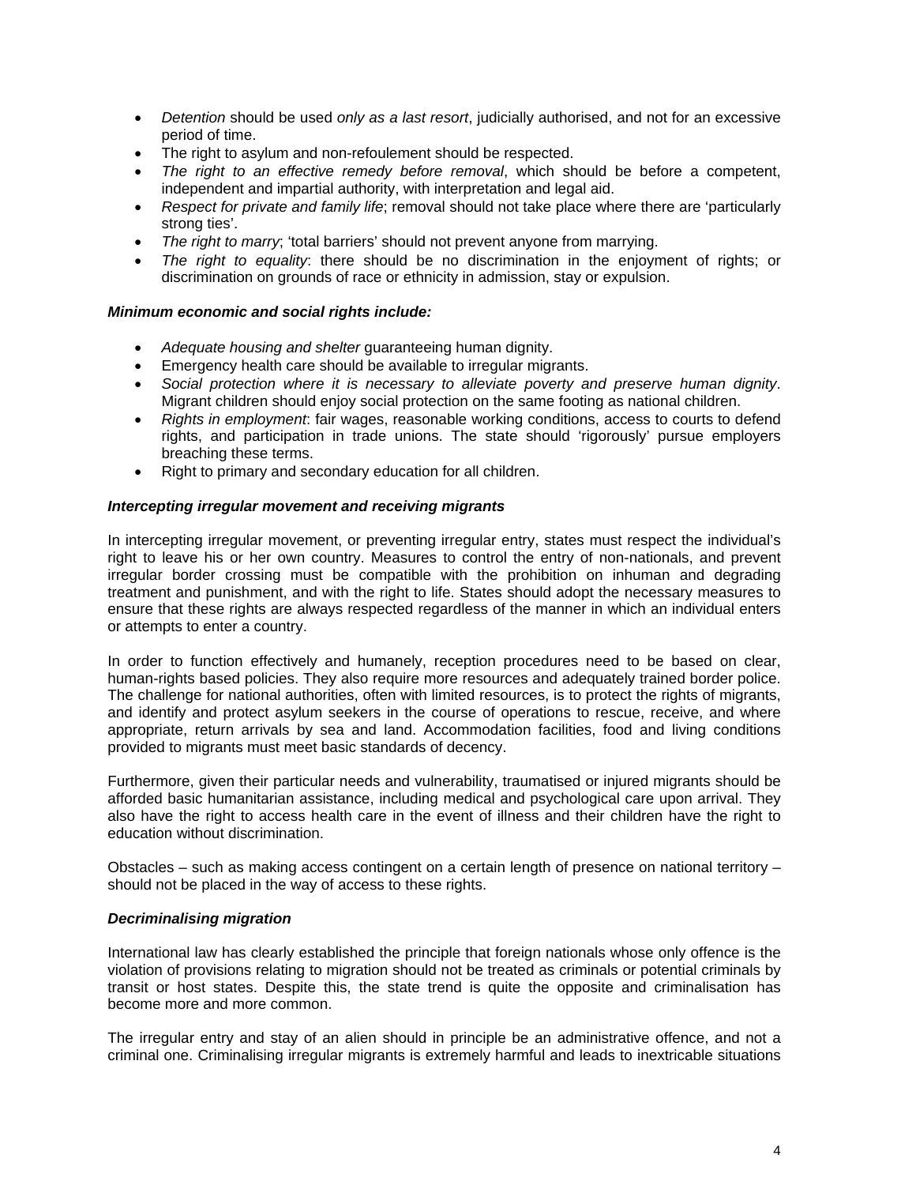- *Detention* should be used *only as a last resort*, judicially authorised, and not for an excessive period of time.
- The right to asylum and non-refoulement should be respected.
- *The right to an effective remedy before removal*, which should be before a competent, independent and impartial authority, with interpretation and legal aid.
- *Respect for private and family life*; removal should not take place where there are 'particularly strong ties'.
- *The right to marry*; 'total barriers' should not prevent anyone from marrying.
- *The right to equality*: there should be no discrimination in the enjoyment of rights; or discrimination on grounds of race or ethnicity in admission, stay or expulsion.

***Minimum economic and social rights include:***

- *Adequate housing and shelter* guaranteeing human dignity.
- Emergency health care should be available to irregular migrants.
- *Social protection where it is necessary to alleviate poverty and preserve human dignity*. Migrant children should enjoy social protection on the same footing as national children.
- *Rights in employment*: fair wages, reasonable working conditions, access to courts to defend rights, and participation in trade unions. The state should 'rigorously' pursue employers breaching these terms.
- Right to primary and secondary education for all children.

***Intercepting irregular movement and receiving migrants***

In intercepting irregular movement, or preventing irregular entry, states must respect the individual's right to leave his or her own country. Measures to control the entry of non-nationals, and prevent irregular border crossing must be compatible with the prohibition on inhuman and degrading treatment and punishment, and with the right to life. States should adopt the necessary measures to ensure that these rights are always respected regardless of the manner in which an individual enters or attempts to enter a country.

In order to function effectively and humanely, reception procedures need to be based on clear, human-rights based policies. They also require more resources and adequately trained border police. The challenge for national authorities, often with limited resources, is to protect the rights of migrants, and identify and protect asylum seekers in the course of operations to rescue, receive, and where appropriate, return arrivals by sea and land. Accommodation facilities, food and living conditions provided to migrants must meet basic standards of decency.

Furthermore, given their particular needs and vulnerability, traumatised or injured migrants should be afforded basic humanitarian assistance, including medical and psychological care upon arrival. They also have the right to access health care in the event of illness and their children have the right to education without discrimination.

Obstacles – such as making access contingent on a certain length of presence on national territory – should not be placed in the way of access to these rights.

***Decriminalising migration***

International law has clearly established the principle that foreign nationals whose only offence is the violation of provisions relating to migration should not be treated as criminals or potential criminals by transit or host states. Despite this, the state trend is quite the opposite and criminalisation has become more and more common.

The irregular entry and stay of an alien should in principle be an administrative offence, and not a criminal one. Criminalising irregular migrants is extremely harmful and leads to inextricable situations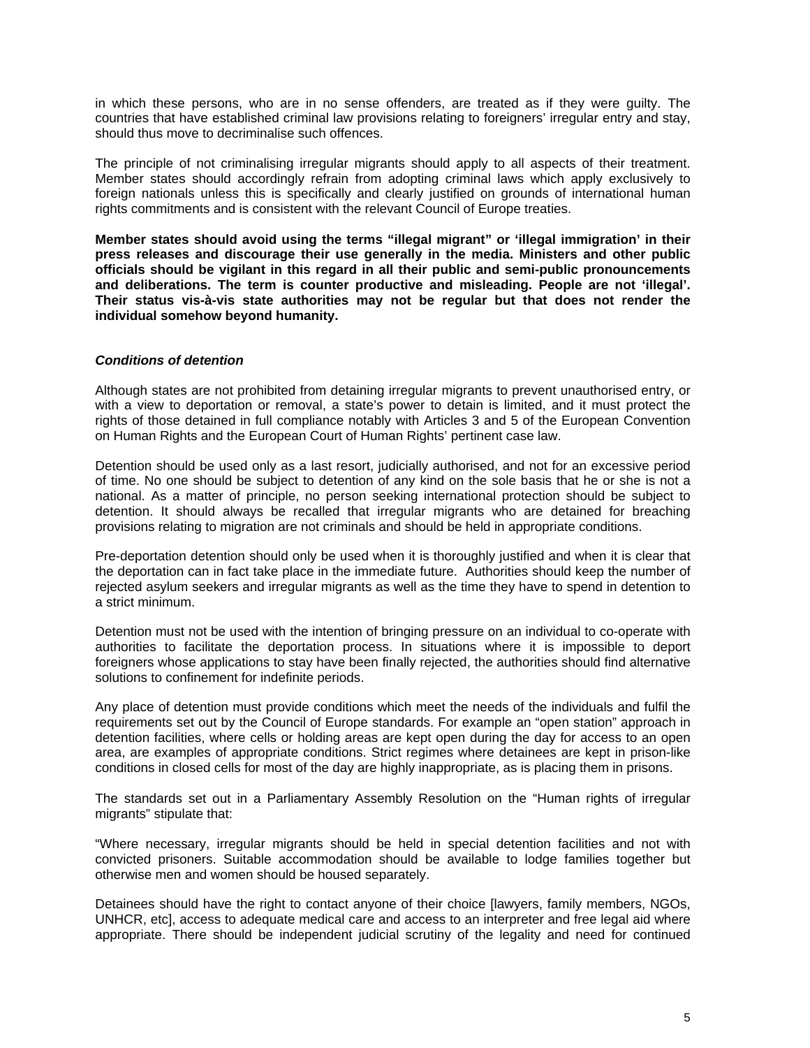in which these persons, who are in no sense offenders, are treated as if they were guilty. The countries that have established criminal law provisions relating to foreigners' irregular entry and stay, should thus move to decriminalise such offences.

The principle of not criminalising irregular migrants should apply to all aspects of their treatment. Member states should accordingly refrain from adopting criminal laws which apply exclusively to foreign nationals unless this is specifically and clearly justified on grounds of international human rights commitments and is consistent with the relevant Council of Europe treaties.

**Member states should avoid using the terms "illegal migrant" or 'illegal immigration' in their press releases and discourage their use generally in the media. Ministers and other public officials should be vigilant in this regard in all their public and semi-public pronouncements and deliberations. The term is counter productive and misleading. People are not 'illegal'. Their status vis-à-vis state authorities may not be regular but that does not render the individual somehow beyond humanity.**

***Conditions of detention***

Although states are not prohibited from detaining irregular migrants to prevent unauthorised entry, or with a view to deportation or removal, a state's power to detain is limited, and it must protect the rights of those detained in full compliance notably with Articles 3 and 5 of the European Convention on Human Rights and the European Court of Human Rights' pertinent case law.

Detention should be used only as a last resort, judicially authorised, and not for an excessive period of time. No one should be subject to detention of any kind on the sole basis that he or she is not a national. As a matter of principle, no person seeking international protection should be subject to detention. It should always be recalled that irregular migrants who are detained for breaching provisions relating to migration are not criminals and should be held in appropriate conditions.

Pre-deportation detention should only be used when it is thoroughly justified and when it is clear that the deportation can in fact take place in the immediate future. Authorities should keep the number of rejected asylum seekers and irregular migrants as well as the time they have to spend in detention to a strict minimum.

Detention must not be used with the intention of bringing pressure on an individual to co-operate with authorities to facilitate the deportation process. In situations where it is impossible to deport foreigners whose applications to stay have been finally rejected, the authorities should find alternative solutions to confinement for indefinite periods.

Any place of detention must provide conditions which meet the needs of the individuals and fulfil the requirements set out by the Council of Europe standards. For example an "open station" approach in detention facilities, where cells or holding areas are kept open during the day for access to an open area, are examples of appropriate conditions. Strict regimes where detainees are kept in prison-like conditions in closed cells for most of the day are highly inappropriate, as is placing them in prisons.

The standards set out in a Parliamentary Assembly Resolution on the "Human rights of irregular migrants" stipulate that:

"Where necessary, irregular migrants should be held in special detention facilities and not with convicted prisoners. Suitable accommodation should be available to lodge families together but otherwise men and women should be housed separately.

Detainees should have the right to contact anyone of their choice [lawyers, family members, NGOs, UNHCR, etc], access to adequate medical care and access to an interpreter and free legal aid where appropriate. There should be independent judicial scrutiny of the legality and need for continued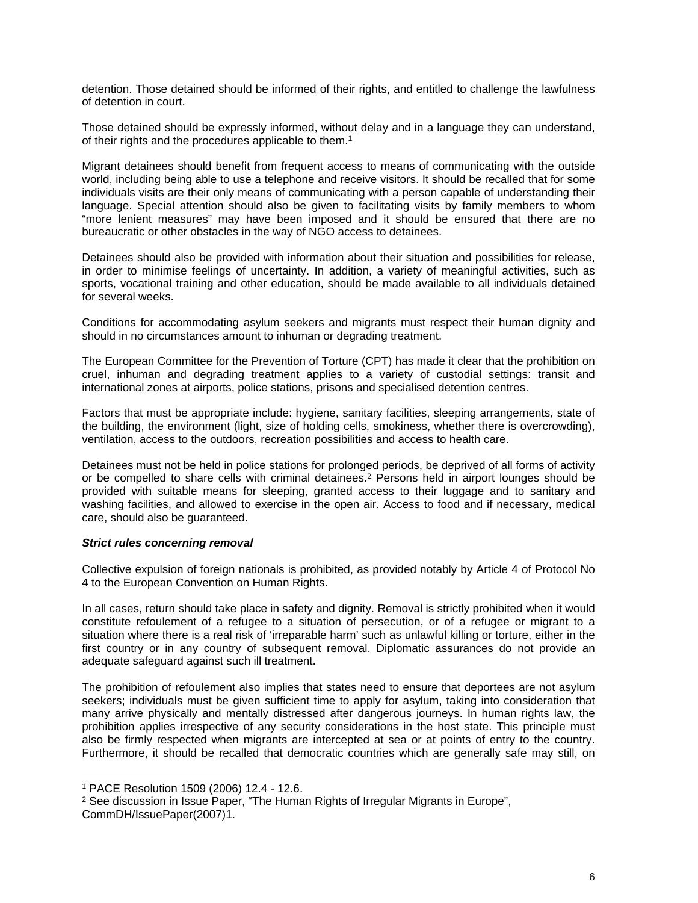detention. Those detained should be informed of their rights, and entitled to challenge the lawfulness of detention in court.

Those detained should be expressly informed, without delay and in a language they can understand, of their rights and the procedures applicable to them.[1]

Migrant detainees should benefit from frequent access to means of communicating with the outside world, including being able to use a telephone and receive visitors. It should be recalled that for some individuals visits are their only means of communicating with a person capable of understanding their language. Special attention should also be given to facilitating visits by family members to whom "more lenient measures" may have been imposed and it should be ensured that there are no bureaucratic or other obstacles in the way of NGO access to detainees.

Detainees should also be provided with information about their situation and possibilities for release, in order to minimise feelings of uncertainty. In addition, a variety of meaningful activities, such as sports, vocational training and other education, should be made available to all individuals detained for several weeks.

Conditions for accommodating asylum seekers and migrants must respect their human dignity and should in no circumstances amount to inhuman or degrading treatment.

The European Committee for the Prevention of Torture (CPT) has made it clear that the prohibition on cruel, inhuman and degrading treatment applies to a variety of custodial settings: transit and international zones at airports, police stations, prisons and specialised detention centres.

Factors that must be appropriate include: hygiene, sanitary facilities, sleeping arrangements, state of the building, the environment (light, size of holding cells, smokiness, whether there is overcrowding), ventilation, access to the outdoors, recreation possibilities and access to health care.

Detainees must not be held in police stations for prolonged periods, be deprived of all forms of activity or be compelled to share cells with criminal detainees.[2] Persons held in airport lounges should be provided with suitable means for sleeping, granted access to their luggage and to sanitary and washing facilities, and allowed to exercise in the open air. Access to food and if necessary, medical care, should also be guaranteed.

***Strict rules concerning removal***

Collective expulsion of foreign nationals is prohibited, as provided notably by Article 4 of Protocol No 4 to the European Convention on Human Rights.

In all cases, return should take place in safety and dignity. Removal is strictly prohibited when it would constitute refoulement of a refugee to a situation of persecution, or of a refugee or migrant to a situation where there is a real risk of 'irreparable harm' such as unlawful killing or torture, either in the first country or in any country of subsequent removal. Diplomatic assurances do not provide an adequate safeguard against such ill treatment.

The prohibition of refoulement also implies that states need to ensure that deportees are not asylum seekers; individuals must be given sufficient time to apply for asylum, taking into consideration that many arrive physically and mentally distressed after dangerous journeys. In human rights law, the prohibition applies irrespective of any security considerations in the host state. This principle must also be firmly respected when migrants are intercepted at sea or at points of entry to the country. Furthermore, it should be recalled that democratic countries which are generally safe may still, on

---

[1] PACE Resolution 1509 (2006) 12.4 - 12.6.

[2] See discussion in Issue Paper, "The Human Rights of Irregular Migrants in Europe", CommDH/IssuePaper(2007)1.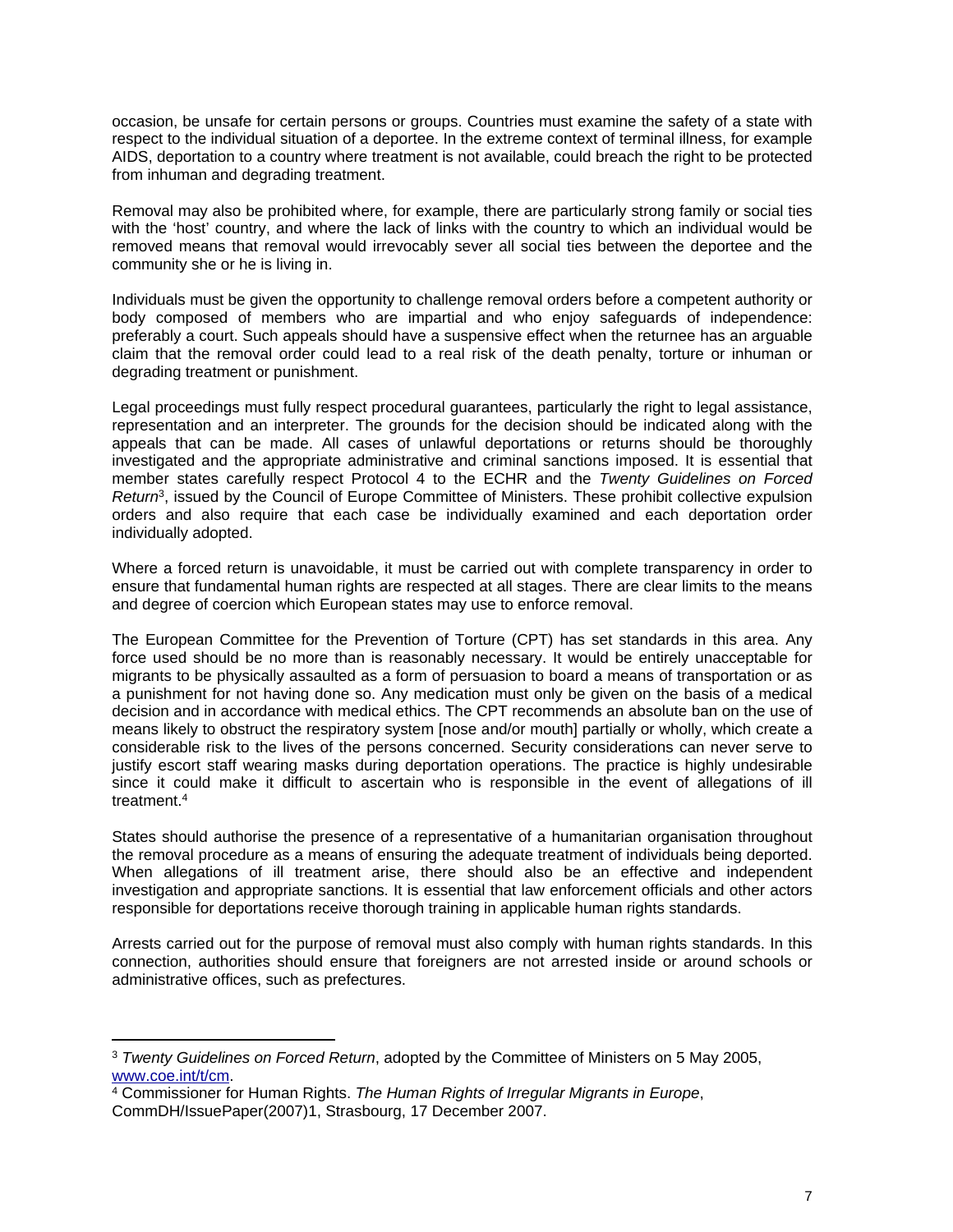occasion, be unsafe for certain persons or groups. Countries must examine the safety of a state with respect to the individual situation of a deportee. In the extreme context of terminal illness, for example AIDS, deportation to a country where treatment is not available, could breach the right to be protected from inhuman and degrading treatment.

Removal may also be prohibited where, for example, there are particularly strong family or social ties with the 'host' country, and where the lack of links with the country to which an individual would be removed means that removal would irrevocably sever all social ties between the deportee and the community she or he is living in.

Individuals must be given the opportunity to challenge removal orders before a competent authority or body composed of members who are impartial and who enjoy safeguards of independence: preferably a court. Such appeals should have a suspensive effect when the returnee has an arguable claim that the removal order could lead to a real risk of the death penalty, torture or inhuman or degrading treatment or punishment.

Legal proceedings must fully respect procedural guarantees, particularly the right to legal assistance, representation and an interpreter. The grounds for the decision should be indicated along with the appeals that can be made. All cases of unlawful deportations or returns should be thoroughly investigated and the appropriate administrative and criminal sanctions imposed. It is essential that member states carefully respect Protocol 4 to the ECHR and the *Twenty Guidelines on Forced Return*[3], issued by the Council of Europe Committee of Ministers. These prohibit collective expulsion orders and also require that each case be individually examined and each deportation order individually adopted.

Where a forced return is unavoidable, it must be carried out with complete transparency in order to ensure that fundamental human rights are respected at all stages. There are clear limits to the means and degree of coercion which European states may use to enforce removal.

The European Committee for the Prevention of Torture (CPT) has set standards in this area. Any force used should be no more than is reasonably necessary. It would be entirely unacceptable for migrants to be physically assaulted as a form of persuasion to board a means of transportation or as a punishment for not having done so. Any medication must only be given on the basis of a medical decision and in accordance with medical ethics. The CPT recommends an absolute ban on the use of means likely to obstruct the respiratory system [nose and/or mouth] partially or wholly, which create a considerable risk to the lives of the persons concerned. Security considerations can never serve to justify escort staff wearing masks during deportation operations. The practice is highly undesirable since it could make it difficult to ascertain who is responsible in the event of allegations of ill treatment.[4]

States should authorise the presence of a representative of a humanitarian organisation throughout the removal procedure as a means of ensuring the adequate treatment of individuals being deported. When allegations of ill treatment arise, there should also be an effective and independent investigation and appropriate sanctions. It is essential that law enforcement officials and other actors responsible for deportations receive thorough training in applicable human rights standards.

Arrests carried out for the purpose of removal must also comply with human rights standards. In this connection, authorities should ensure that foreigners are not arrested inside or around schools or administrative offices, such as prefectures.

---

[3] *Twenty Guidelines on Forced Return*, adopted by the Committee of Ministers on 5 May 2005, www.coe.int/t/cm.

[4] Commissioner for Human Rights. *The Human Rights of Irregular Migrants in Europe*, CommDH/IssuePaper(2007)1, Strasbourg, 17 December 2007.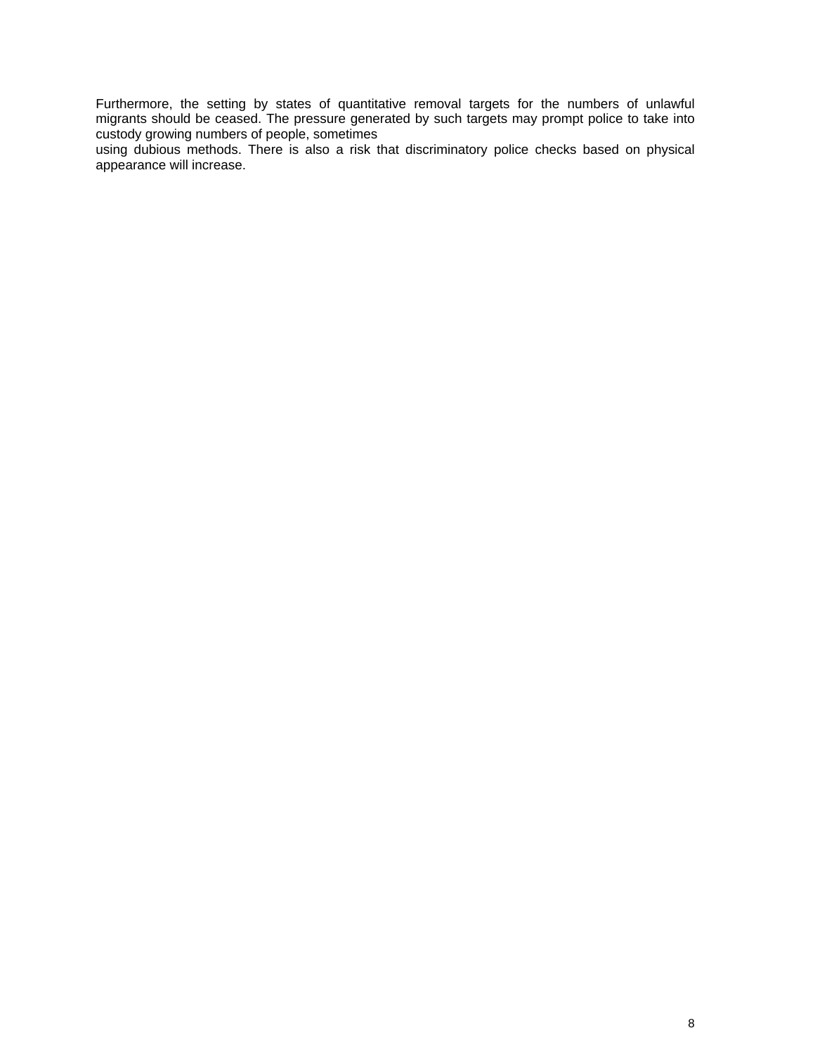Furthermore, the setting by states of quantitative removal targets for the numbers of unlawful migrants should be ceased. The pressure generated by such targets may prompt police to take into custody growing numbers of people, sometimes using dubious methods. There is also a risk that discriminatory police checks based on physical appearance will increase.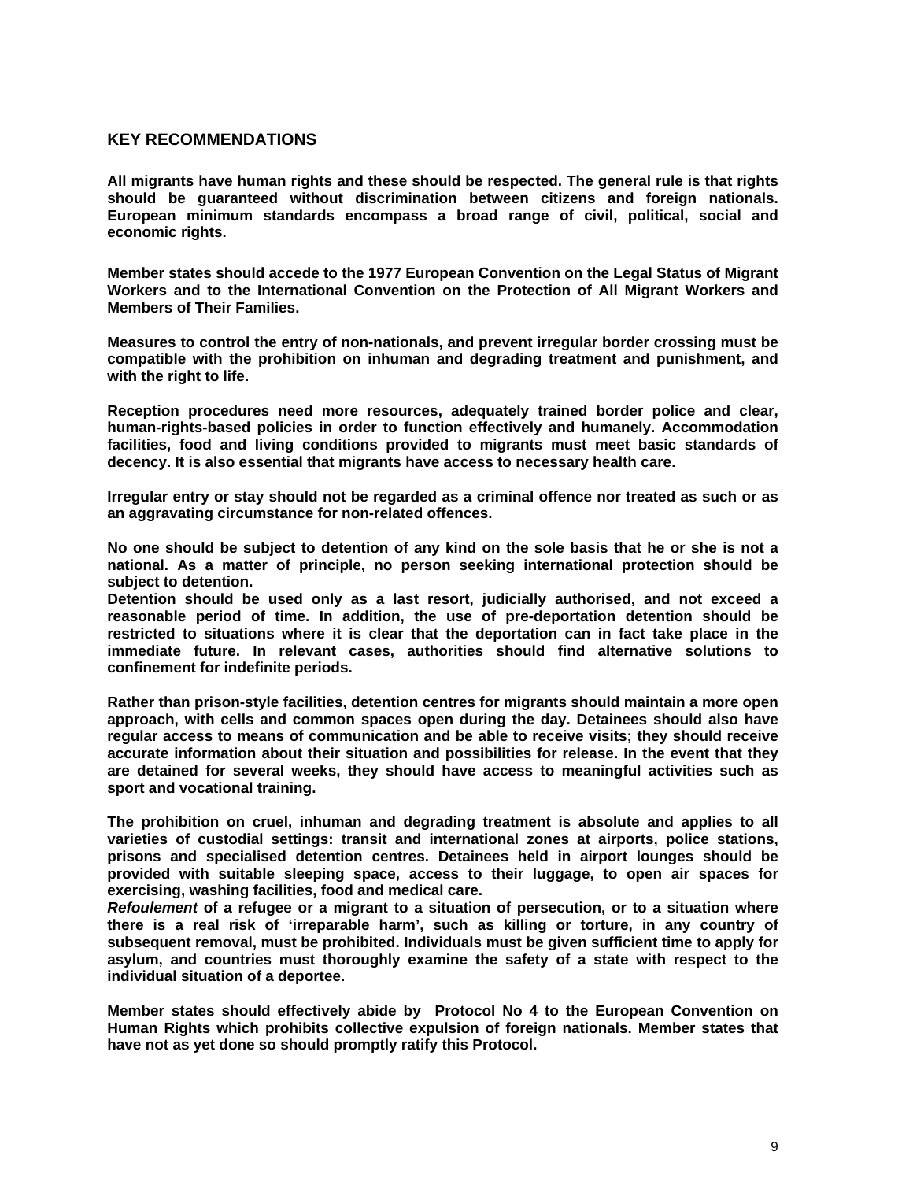## KEY RECOMMENDATIONS

**All migrants have human rights and these should be respected. The general rule is that rights should be guaranteed without discrimination between citizens and foreign nationals. European minimum standards encompass a broad range of civil, political, social and economic rights.**

**Member states should accede to the 1977 European Convention on the Legal Status of Migrant Workers and to the International Convention on the Protection of All Migrant Workers and Members of Their Families.**

**Measures to control the entry of non-nationals, and prevent irregular border crossing must be compatible with the prohibition on inhuman and degrading treatment and punishment, and with the right to life.**

**Reception procedures need more resources, adequately trained border police and clear, human-rights-based policies in order to function effectively and humanely. Accommodation facilities, food and living conditions provided to migrants must meet basic standards of decency. It is also essential that migrants have access to necessary health care.**

**Irregular entry or stay should not be regarded as a criminal offence nor treated as such or as an aggravating circumstance for non-related offences.**

**No one should be subject to detention of any kind on the sole basis that he or she is not a national. As a matter of principle, no person seeking international protection should be subject to detention.**
**Detention should be used only as a last resort, judicially authorised, and not exceed a reasonable period of time. In addition, the use of pre-deportation detention should be restricted to situations where it is clear that the deportation can in fact take place in the immediate future. In relevant cases, authorities should find alternative solutions to confinement for indefinite periods.**

**Rather than prison-style facilities, detention centres for migrants should maintain a more open approach, with cells and common spaces open during the day. Detainees should also have regular access to means of communication and be able to receive visits; they should receive accurate information about their situation and possibilities for release. In the event that they are detained for several weeks, they should have access to meaningful activities such as sport and vocational training.**

**The prohibition on cruel, inhuman and degrading treatment is absolute and applies to all varieties of custodial settings: transit and international zones at airports, police stations, prisons and specialised detention centres. Detainees held in airport lounges should be provided with suitable sleeping space, access to their luggage, to open air spaces for exercising, washing facilities, food and medical care.**
***Refoulement*** **of a refugee or a migrant to a situation of persecution, or to a situation where there is a real risk of 'irreparable harm', such as killing or torture, in any country of subsequent removal, must be prohibited. Individuals must be given sufficient time to apply for asylum, and countries must thoroughly examine the safety of a state with respect to the individual situation of a deportee.**

**Member states should effectively abide by Protocol No 4 to the European Convention on Human Rights which prohibits collective expulsion of foreign nationals. Member states that have not as yet done so should promptly ratify this Protocol.**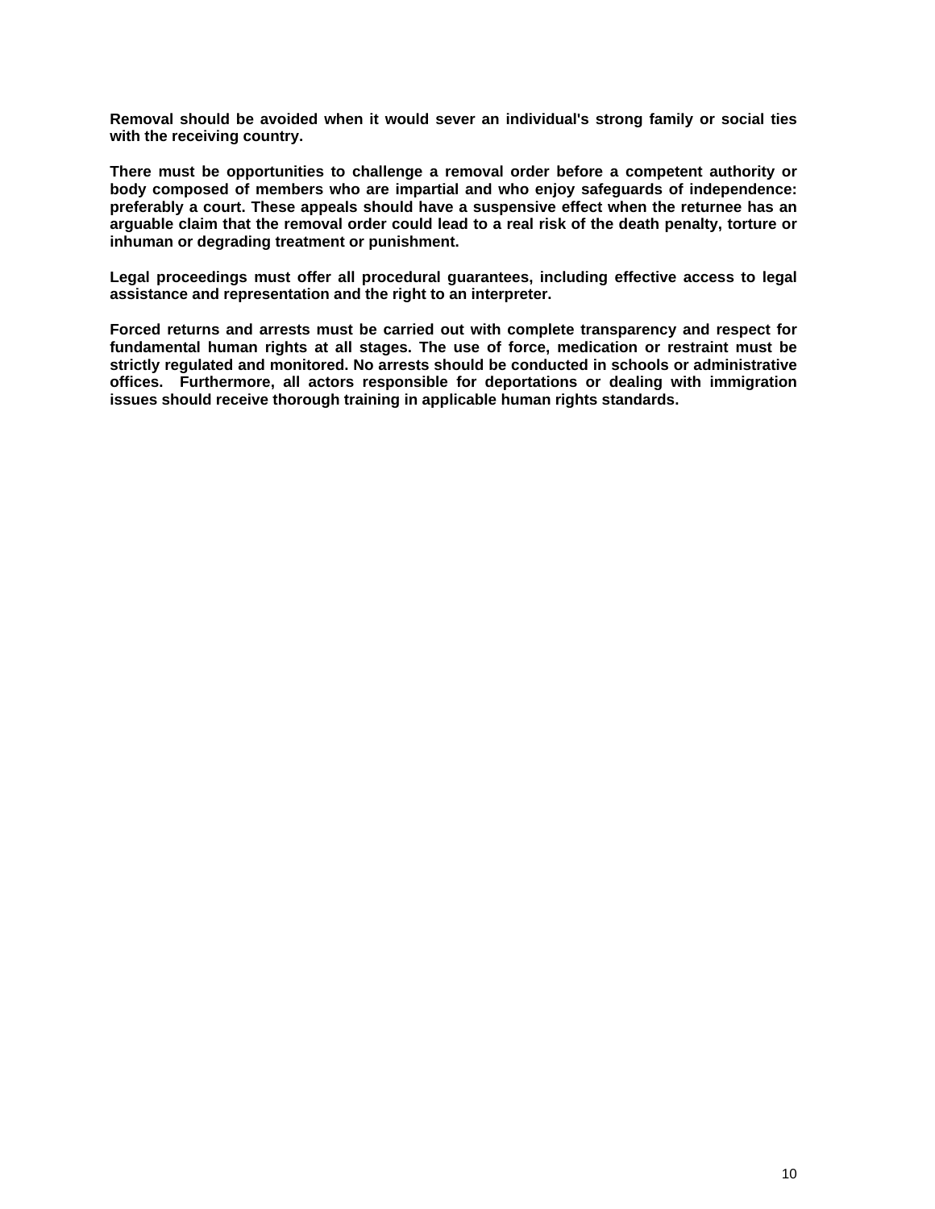**Removal should be avoided when it would sever an individual's strong family or social ties with the receiving country.**

**There must be opportunities to challenge a removal order before a competent authority or body composed of members who are impartial and who enjoy safeguards of independence: preferably a court. These appeals should have a suspensive effect when the returnee has an arguable claim that the removal order could lead to a real risk of the death penalty, torture or inhuman or degrading treatment or punishment.**

**Legal proceedings must offer all procedural guarantees, including effective access to legal assistance and representation and the right to an interpreter.**

**Forced returns and arrests must be carried out with complete transparency and respect for fundamental human rights at all stages. The use of force, medication or restraint must be strictly regulated and monitored. No arrests should be conducted in schools or administrative offices. Furthermore, all actors responsible for deportations or dealing with immigration issues should receive thorough training in applicable human rights standards.**